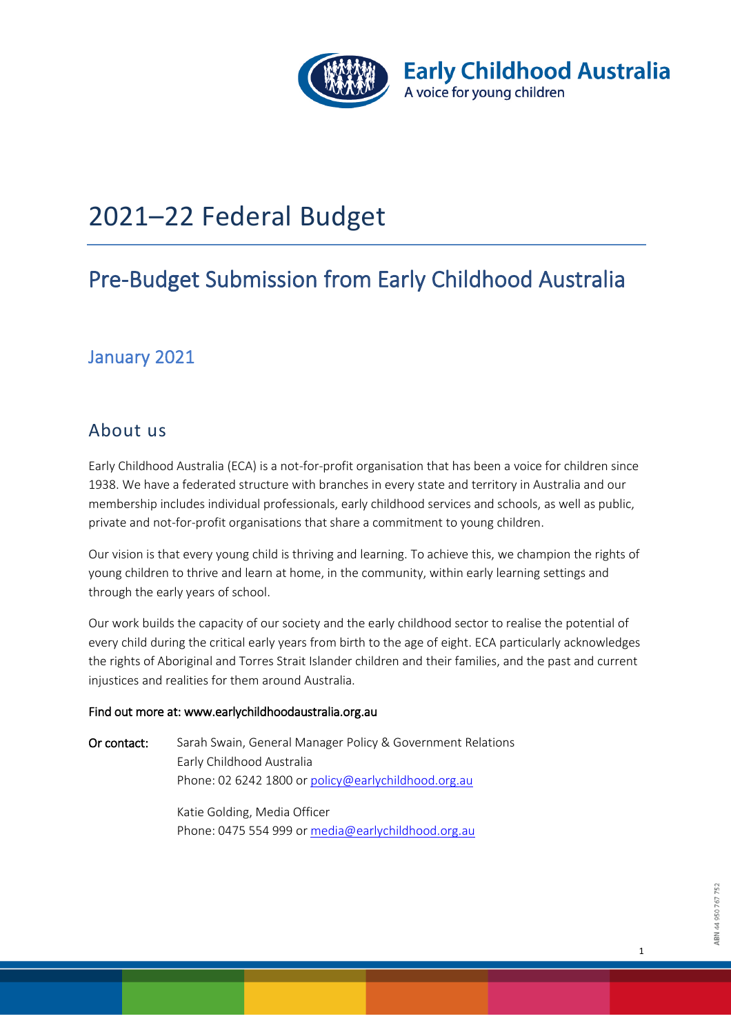Early Childhood Australia
A voice for young children

# 2021–22 Federal Budget

## Pre-Budget Submission from Early Childhood Australia

### January 2021

## About us

Early Childhood Australia (ECA) is a not-for-profit organisation that has been a voice for children since 1938. We have a federated structure with branches in every state and territory in Australia and our membership includes individual professionals, early childhood services and schools, as well as public, private and not-for-profit organisations that share a commitment to young children.

Our vision is that every young child is thriving and learning. To achieve this, we champion the rights of young children to thrive and learn at home, in the community, within early learning settings and through the early years of school.

Our work builds the capacity of our society and the early childhood sector to realise the potential of every child during the critical early years from birth to the age of eight. ECA particularly acknowledges the rights of Aboriginal and Torres Strait Islander children and their families, and the past and current injustices and realities for them around Australia.

**Find out more at: www.earlychildhoodaustralia.org.au**

**Or contact:** Sarah Swain, General Manager Policy & Government Relations
Early Childhood Australia
Phone: 02 6242 1800 or policy@earlychildhood.org.au

Katie Golding, Media Officer
Phone: 0475 554 999 or media@earlychildhood.org.au

ABN 44 950 767 752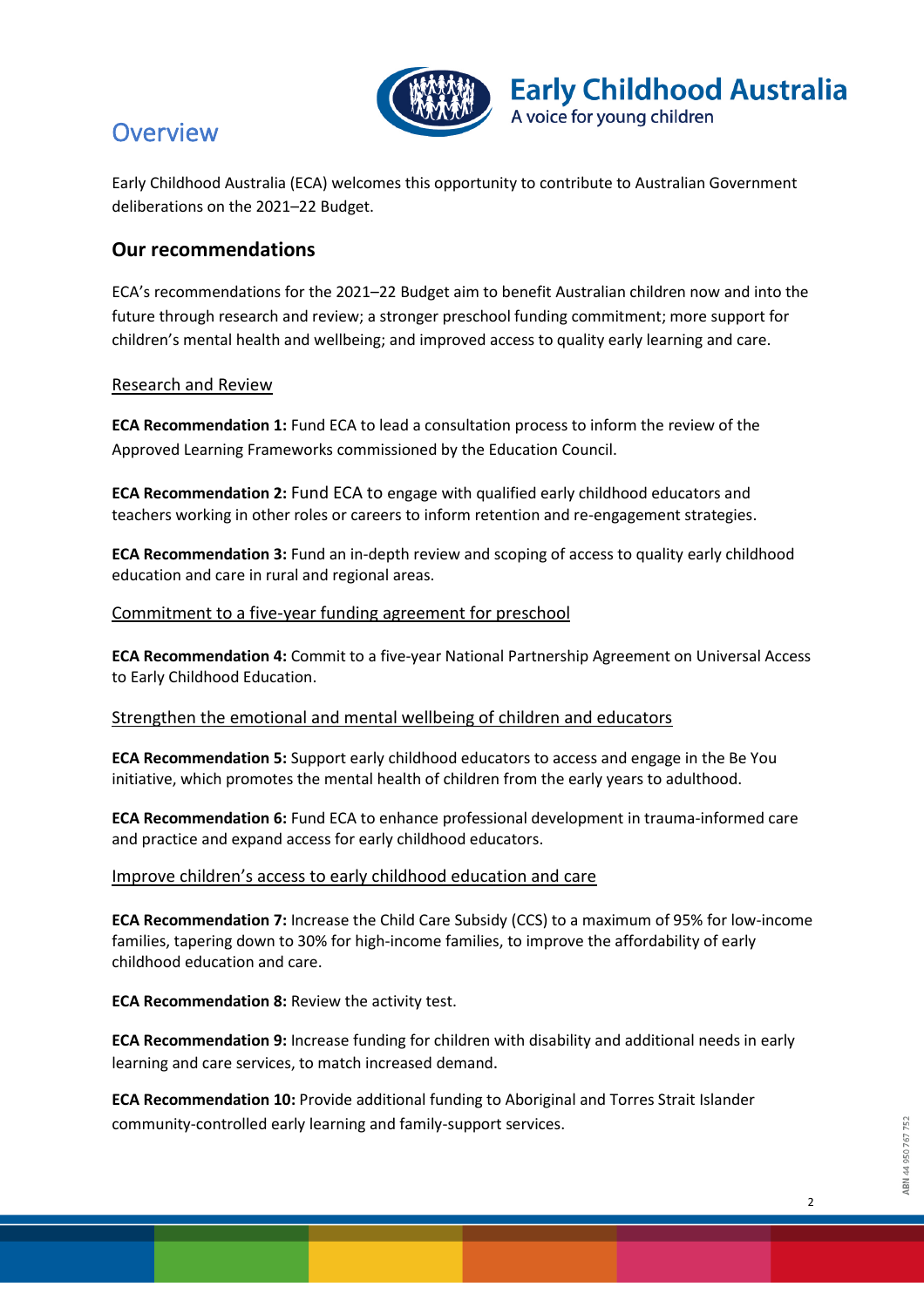# Overview

Early Childhood Australia (ECA) welcomes this opportunity to contribute to Australian Government deliberations on the 2021–22 Budget.

## Our recommendations

ECA's recommendations for the 2021–22 Budget aim to benefit Australian children now and into the future through research and review; a stronger preschool funding commitment; more support for children's mental health and wellbeing; and improved access to quality early learning and care.

### Research and Review

**ECA Recommendation 1:** Fund ECA to lead a consultation process to inform the review of the Approved Learning Frameworks commissioned by the Education Council.

**ECA Recommendation 2:** Fund ECA to engage with qualified early childhood educators and teachers working in other roles or careers to inform retention and re-engagement strategies.

**ECA Recommendation 3:** Fund an in-depth review and scoping of access to quality early childhood education and care in rural and regional areas.

### Commitment to a five-year funding agreement for preschool

**ECA Recommendation 4:** Commit to a five-year National Partnership Agreement on Universal Access to Early Childhood Education.

### Strengthen the emotional and mental wellbeing of children and educators

**ECA Recommendation 5:** Support early childhood educators to access and engage in the Be You initiative, which promotes the mental health of children from the early years to adulthood.

**ECA Recommendation 6:** Fund ECA to enhance professional development in trauma-informed care and practice and expand access for early childhood educators.

### Improve children's access to early childhood education and care

**ECA Recommendation 7:** Increase the Child Care Subsidy (CCS) to a maximum of 95% for low-income families, tapering down to 30% for high-income families, to improve the affordability of early childhood education and care.

**ECA Recommendation 8:** Review the activity test.

**ECA Recommendation 9:** Increase funding for children with disability and additional needs in early learning and care services, to match increased demand.

**ECA Recommendation 10:** Provide additional funding to Aboriginal and Torres Strait Islander community-controlled early learning and family-support services.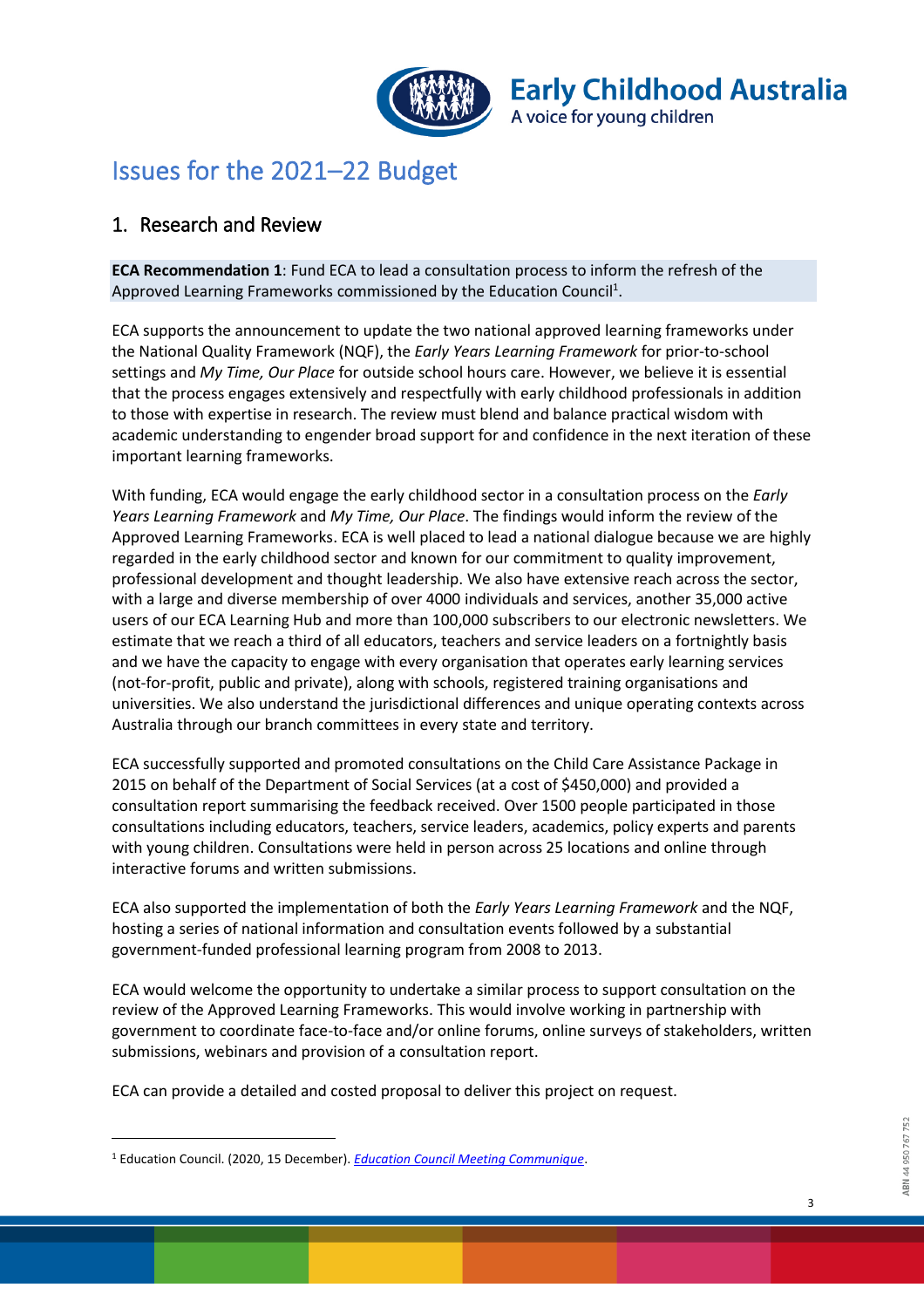# Issues for the 2021–22 Budget

## 1. Research and Review

**ECA Recommendation 1**: Fund ECA to lead a consultation process to inform the refresh of the Approved Learning Frameworks commissioned by the Education Council[1].

ECA supports the announcement to update the two national approved learning frameworks under the National Quality Framework (NQF), the *Early Years Learning Framework* for prior-to-school settings and *My Time, Our Place* for outside school hours care. However, we believe it is essential that the process engages extensively and respectfully with early childhood professionals in addition to those with expertise in research. The review must blend and balance practical wisdom with academic understanding to engender broad support for and confidence in the next iteration of these important learning frameworks.

With funding, ECA would engage the early childhood sector in a consultation process on the *Early Years Learning Framework* and *My Time, Our Place*. The findings would inform the review of the Approved Learning Frameworks. ECA is well placed to lead a national dialogue because we are highly regarded in the early childhood sector and known for our commitment to quality improvement, professional development and thought leadership. We also have extensive reach across the sector, with a large and diverse membership of over 4000 individuals and services, another 35,000 active users of our ECA Learning Hub and more than 100,000 subscribers to our electronic newsletters. We estimate that we reach a third of all educators, teachers and service leaders on a fortnightly basis and we have the capacity to engage with every organisation that operates early learning services (not-for-profit, public and private), along with schools, registered training organisations and universities. We also understand the jurisdictional differences and unique operating contexts across Australia through our branch committees in every state and territory.

ECA successfully supported and promoted consultations on the Child Care Assistance Package in 2015 on behalf of the Department of Social Services (at a cost of $450,000) and provided a consultation report summarising the feedback received. Over 1500 people participated in those consultations including educators, teachers, service leaders, academics, policy experts and parents with young children. Consultations were held in person across 25 locations and online through interactive forums and written submissions.

ECA also supported the implementation of both the *Early Years Learning Framework* and the NQF, hosting a series of national information and consultation events followed by a substantial government-funded professional learning program from 2008 to 2013.

ECA would welcome the opportunity to undertake a similar process to support consultation on the review of the Approved Learning Frameworks. This would involve working in partnership with government to coordinate face-to-face and/or online forums, online surveys of stakeholders, written submissions, webinars and provision of a consultation report.

ECA can provide a detailed and costed proposal to deliver this project on request.

---

[1] Education Council. (2020, 15 December). *Education Council Meeting Communique*.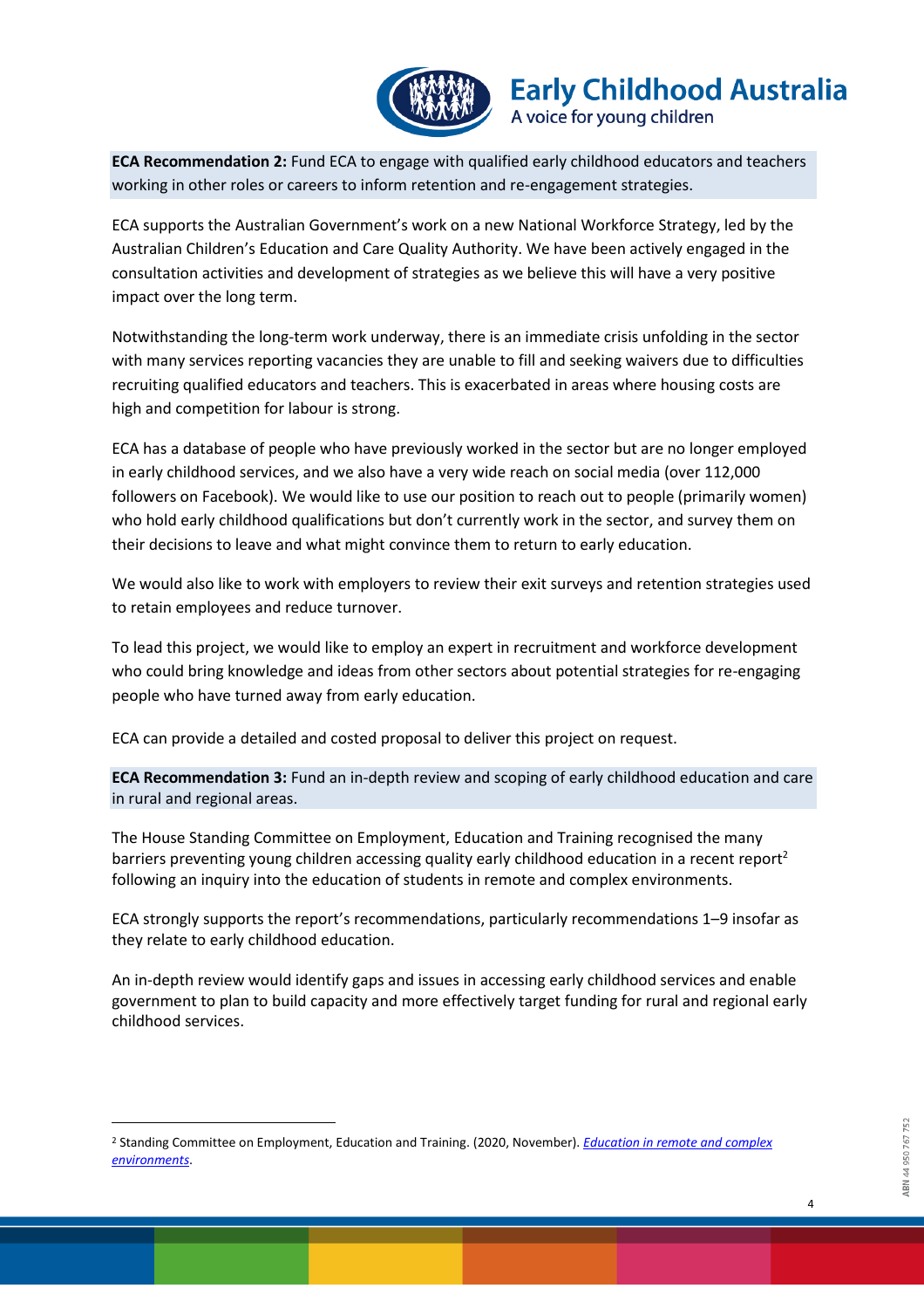**ECA Recommendation 2:** Fund ECA to engage with qualified early childhood educators and teachers working in other roles or careers to inform retention and re-engagement strategies.

ECA supports the Australian Government's work on a new National Workforce Strategy, led by the Australian Children's Education and Care Quality Authority. We have been actively engaged in the consultation activities and development of strategies as we believe this will have a very positive impact over the long term.

Notwithstanding the long-term work underway, there is an immediate crisis unfolding in the sector with many services reporting vacancies they are unable to fill and seeking waivers due to difficulties recruiting qualified educators and teachers. This is exacerbated in areas where housing costs are high and competition for labour is strong.

ECA has a database of people who have previously worked in the sector but are no longer employed in early childhood services, and we also have a very wide reach on social media (over 112,000 followers on Facebook). We would like to use our position to reach out to people (primarily women) who hold early childhood qualifications but don't currently work in the sector, and survey them on their decisions to leave and what might convince them to return to early education.

We would also like to work with employers to review their exit surveys and retention strategies used to retain employees and reduce turnover.

To lead this project, we would like to employ an expert in recruitment and workforce development who could bring knowledge and ideas from other sectors about potential strategies for re-engaging people who have turned away from early education.

ECA can provide a detailed and costed proposal to deliver this project on request.

**ECA Recommendation 3:** Fund an in-depth review and scoping of early childhood education and care in rural and regional areas.

The House Standing Committee on Employment, Education and Training recognised the many barriers preventing young children accessing quality early childhood education in a recent report[2] following an inquiry into the education of students in remote and complex environments.

ECA strongly supports the report's recommendations, particularly recommendations 1–9 insofar as they relate to early childhood education.

An in-depth review would identify gaps and issues in accessing early childhood services and enable government to plan to build capacity and more effectively target funding for rural and regional early childhood services.

---

[2] Standing Committee on Employment, Education and Training. (2020, November). *Education in remote and complex environments*.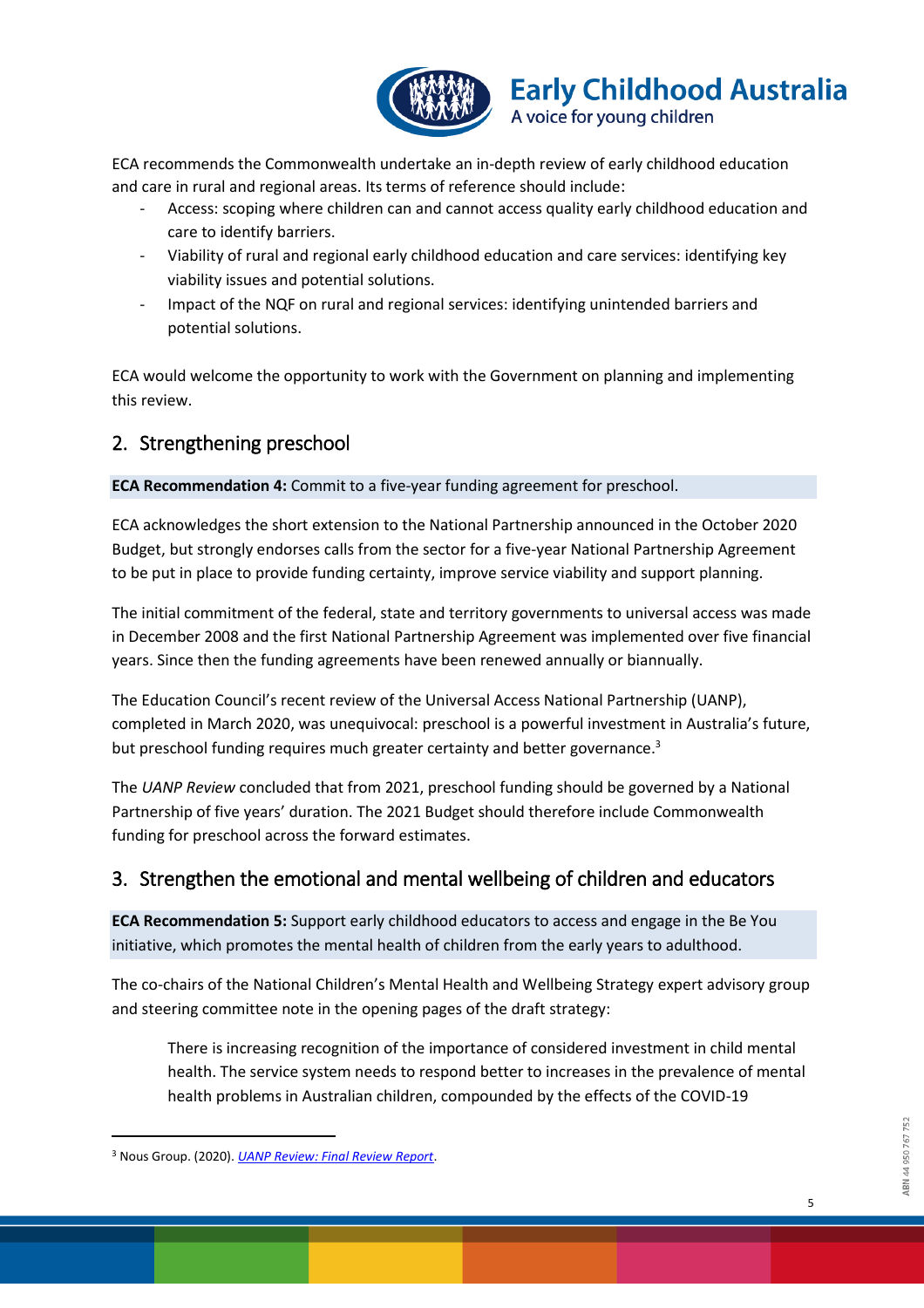ECA recommends the Commonwealth undertake an in-depth review of early childhood education and care in rural and regional areas. Its terms of reference should include:

- Access: scoping where children can and cannot access quality early childhood education and care to identify barriers.
- Viability of rural and regional early childhood education and care services: identifying key viability issues and potential solutions.
- Impact of the NQF on rural and regional services: identifying unintended barriers and potential solutions.

ECA would welcome the opportunity to work with the Government on planning and implementing this review.

## 2. Strengthening preschool

**ECA Recommendation 4:** Commit to a five-year funding agreement for preschool.

ECA acknowledges the short extension to the National Partnership announced in the October 2020 Budget, but strongly endorses calls from the sector for a five-year National Partnership Agreement to be put in place to provide funding certainty, improve service viability and support planning.

The initial commitment of the federal, state and territory governments to universal access was made in December 2008 and the first National Partnership Agreement was implemented over five financial years. Since then the funding agreements have been renewed annually or biannually.

The Education Council's recent review of the Universal Access National Partnership (UANP), completed in March 2020, was unequivocal: preschool is a powerful investment in Australia's future, but preschool funding requires much greater certainty and better governance.[3]

The *UANP Review* concluded that from 2021, preschool funding should be governed by a National Partnership of five years' duration. The 2021 Budget should therefore include Commonwealth funding for preschool across the forward estimates.

## 3. Strengthen the emotional and mental wellbeing of children and educators

**ECA Recommendation 5:** Support early childhood educators to access and engage in the Be You initiative, which promotes the mental health of children from the early years to adulthood.

The co-chairs of the National Children's Mental Health and Wellbeing Strategy expert advisory group and steering committee note in the opening pages of the draft strategy:

> There is increasing recognition of the importance of considered investment in child mental health. The service system needs to respond better to increases in the prevalence of mental health problems in Australian children, compounded by the effects of the COVID-19

[3] Nous Group. (2020). *UANP Review: Final Review Report*.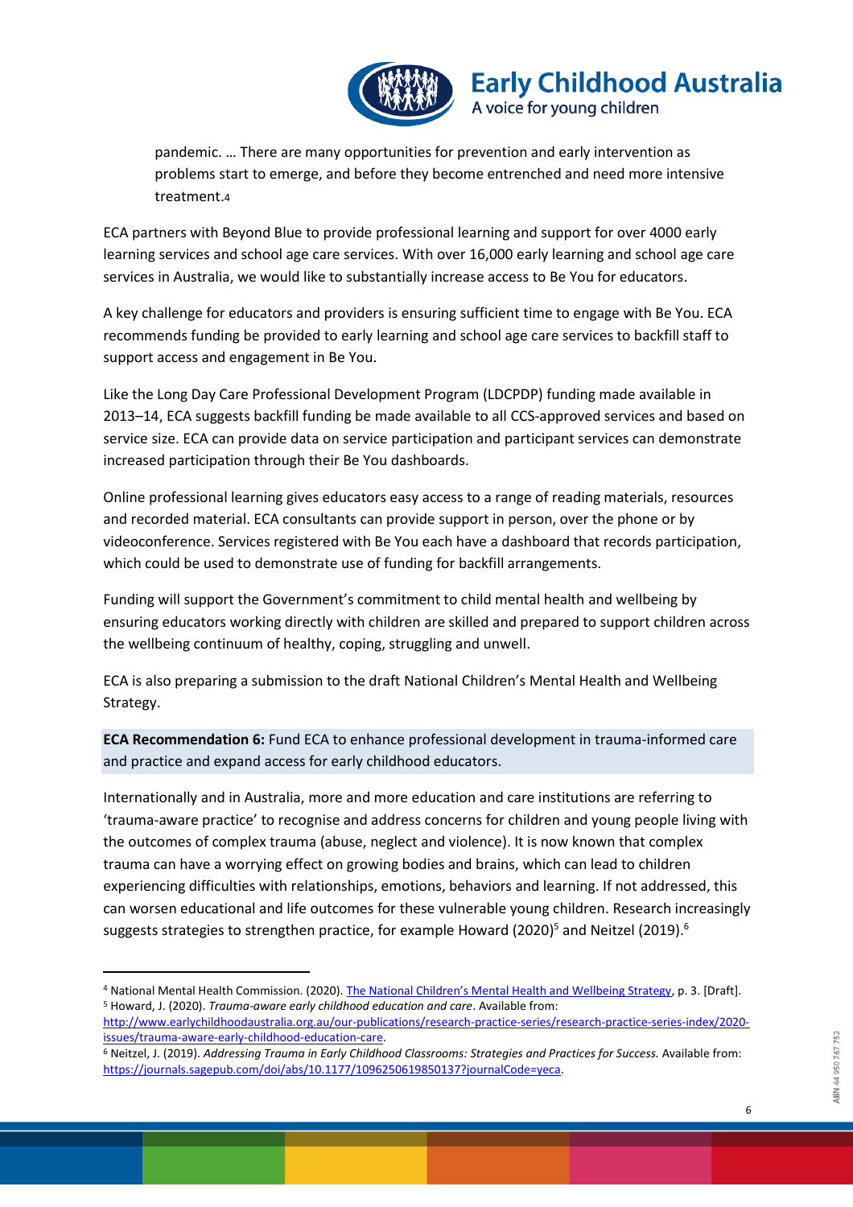> pandemic. … There are many opportunities for prevention and early intervention as problems start to emerge, and before they become entrenched and need more intensive treatment.[4]

ECA partners with Beyond Blue to provide professional learning and support for over 4000 early learning services and school age care services. With over 16,000 early learning and school age care services in Australia, we would like to substantially increase access to Be You for educators.

A key challenge for educators and providers is ensuring sufficient time to engage with Be You. ECA recommends funding be provided to early learning and school age care services to backfill staff to support access and engagement in Be You.

Like the Long Day Care Professional Development Program (LDCPDP) funding made available in 2013–14, ECA suggests backfill funding be made available to all CCS-approved services and based on service size. ECA can provide data on service participation and participant services can demonstrate increased participation through their Be You dashboards.

Online professional learning gives educators easy access to a range of reading materials, resources and recorded material. ECA consultants can provide support in person, over the phone or by videoconference. Services registered with Be You each have a dashboard that records participation, which could be used to demonstrate use of funding for backfill arrangements.

Funding will support the Government's commitment to child mental health and wellbeing by ensuring educators working directly with children are skilled and prepared to support children across the wellbeing continuum of healthy, coping, struggling and unwell.

ECA is also preparing a submission to the draft National Children's Mental Health and Wellbeing Strategy.

**ECA Recommendation 6:** Fund ECA to enhance professional development in trauma-informed care and practice and expand access for early childhood educators.

Internationally and in Australia, more and more education and care institutions are referring to 'trauma-aware practice' to recognise and address concerns for children and young people living with the outcomes of complex trauma (abuse, neglect and violence). It is now known that complex trauma can have a worrying effect on growing bodies and brains, which can lead to children experiencing difficulties with relationships, emotions, behaviors and learning. If not addressed, this can worsen educational and life outcomes for these vulnerable young children. Research increasingly suggests strategies to strengthen practice, for example Howard (2020)[5] and Neitzel (2019).[6]

---

[4] National Mental Health Commission. (2020). [The National Children's Mental Health and Wellbeing Strategy](), p. 3. [Draft].

[5] Howard, J. (2020). *Trauma-aware early childhood education and care*. Available from: http://www.earlychildhoodaustralia.org.au/our-publications/research-practice-series/research-practice-series-index/2020-issues/trauma-aware-early-childhood-education-care.

[6] Neitzel, J. (2019). *Addressing Trauma in Early Childhood Classrooms: Strategies and Practices for Success.* Available from: https://journals.sagepub.com/doi/abs/10.1177/1096250619850137?journalCode=yeca.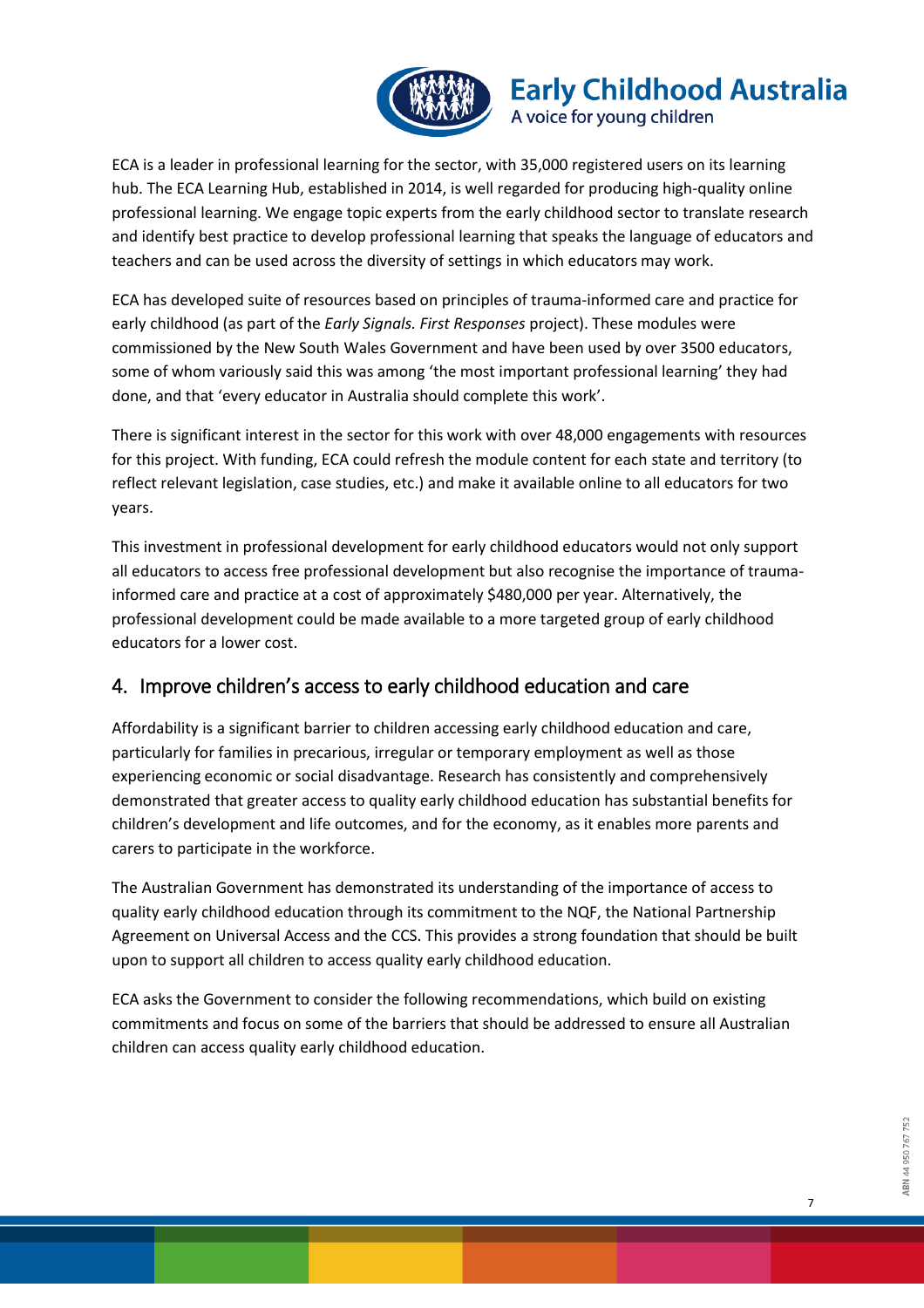ECA is a leader in professional learning for the sector, with 35,000 registered users on its learning hub. The ECA Learning Hub, established in 2014, is well regarded for producing high-quality online professional learning. We engage topic experts from the early childhood sector to translate research and identify best practice to develop professional learning that speaks the language of educators and teachers and can be used across the diversity of settings in which educators may work.

ECA has developed suite of resources based on principles of trauma-informed care and practice for early childhood (as part of the *Early Signals. First Responses* project). These modules were commissioned by the New South Wales Government and have been used by over 3500 educators, some of whom variously said this was among 'the most important professional learning' they had done, and that 'every educator in Australia should complete this work'.

There is significant interest in the sector for this work with over 48,000 engagements with resources for this project. With funding, ECA could refresh the module content for each state and territory (to reflect relevant legislation, case studies, etc.) and make it available online to all educators for two years.

This investment in professional development for early childhood educators would not only support all educators to access free professional development but also recognise the importance of trauma-informed care and practice at a cost of approximately $480,000 per year. Alternatively, the professional development could be made available to a more targeted group of early childhood educators for a lower cost.

## 4. Improve children's access to early childhood education and care

Affordability is a significant barrier to children accessing early childhood education and care, particularly for families in precarious, irregular or temporary employment as well as those experiencing economic or social disadvantage. Research has consistently and comprehensively demonstrated that greater access to quality early childhood education has substantial benefits for children's development and life outcomes, and for the economy, as it enables more parents and carers to participate in the workforce.

The Australian Government has demonstrated its understanding of the importance of access to quality early childhood education through its commitment to the NQF, the National Partnership Agreement on Universal Access and the CCS. This provides a strong foundation that should be built upon to support all children to access quality early childhood education.

ECA asks the Government to consider the following recommendations, which build on existing commitments and focus on some of the barriers that should be addressed to ensure all Australian children can access quality early childhood education.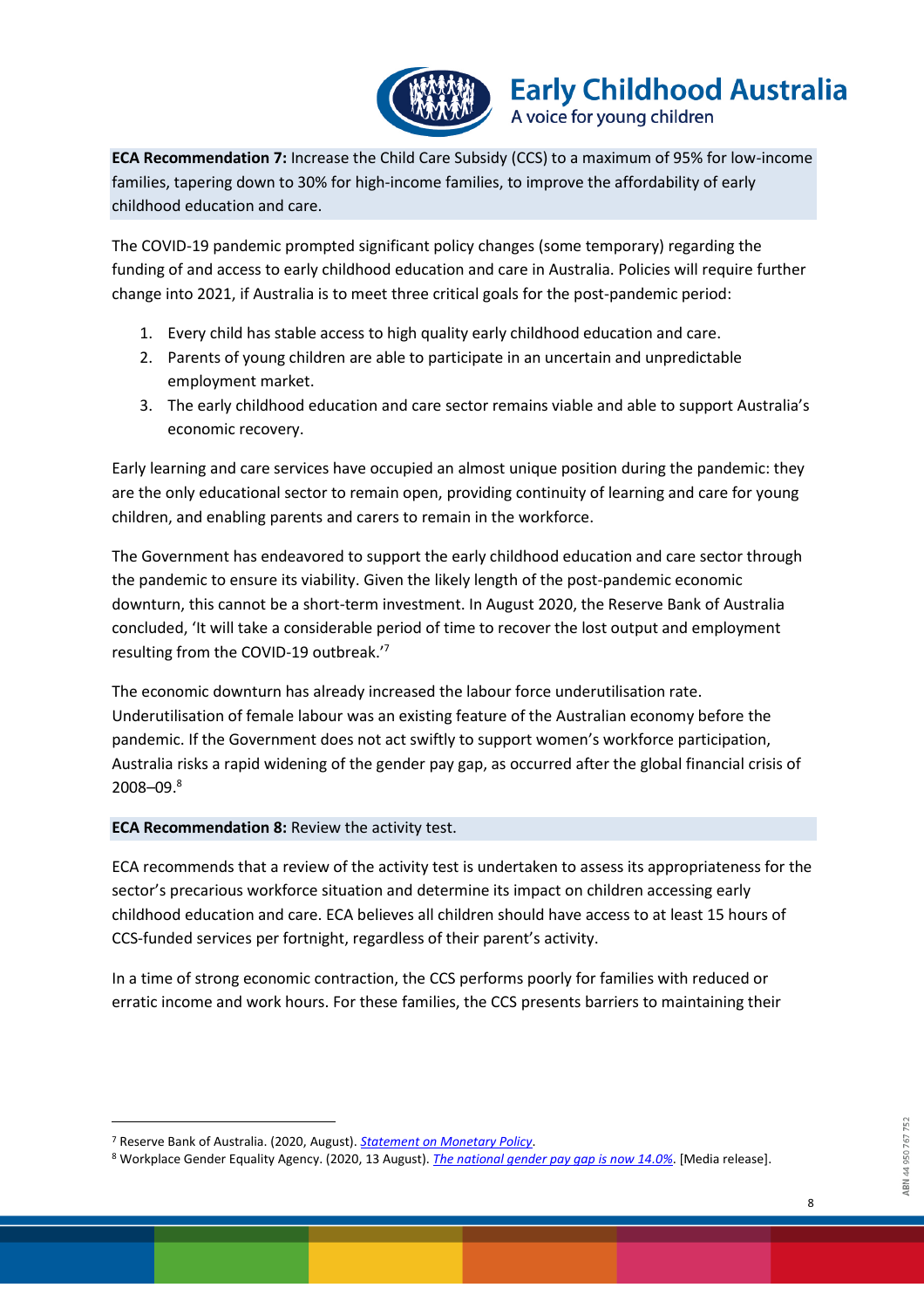**ECA Recommendation 7:** Increase the Child Care Subsidy (CCS) to a maximum of 95% for low-income families, tapering down to 30% for high-income families, to improve the affordability of early childhood education and care.

The COVID-19 pandemic prompted significant policy changes (some temporary) regarding the funding of and access to early childhood education and care in Australia. Policies will require further change into 2021, if Australia is to meet three critical goals for the post-pandemic period:

1. Every child has stable access to high quality early childhood education and care.
2. Parents of young children are able to participate in an uncertain and unpredictable employment market.
3. The early childhood education and care sector remains viable and able to support Australia's economic recovery.

Early learning and care services have occupied an almost unique position during the pandemic: they are the only educational sector to remain open, providing continuity of learning and care for young children, and enabling parents and carers to remain in the workforce.

The Government has endeavored to support the early childhood education and care sector through the pandemic to ensure its viability. Given the likely length of the post-pandemic economic downturn, this cannot be a short-term investment. In August 2020, the Reserve Bank of Australia concluded, 'It will take a considerable period of time to recover the lost output and employment resulting from the COVID-19 outbreak.'[7]

The economic downturn has already increased the labour force underutilisation rate. Underutilisation of female labour was an existing feature of the Australian economy before the pandemic. If the Government does not act swiftly to support women's workforce participation, Australia risks a rapid widening of the gender pay gap, as occurred after the global financial crisis of 2008–09.[8]

**ECA Recommendation 8:** Review the activity test.

ECA recommends that a review of the activity test is undertaken to assess its appropriateness for the sector's precarious workforce situation and determine its impact on children accessing early childhood education and care. ECA believes all children should have access to at least 15 hours of CCS-funded services per fortnight, regardless of their parent's activity.

In a time of strong economic contraction, the CCS performs poorly for families with reduced or erratic income and work hours. For these families, the CCS presents barriers to maintaining their

---

[7] Reserve Bank of Australia. (2020, August). *Statement on Monetary Policy*.

[8] Workplace Gender Equality Agency. (2020, 13 August). *The national gender pay gap is now 14.0%*. [Media release].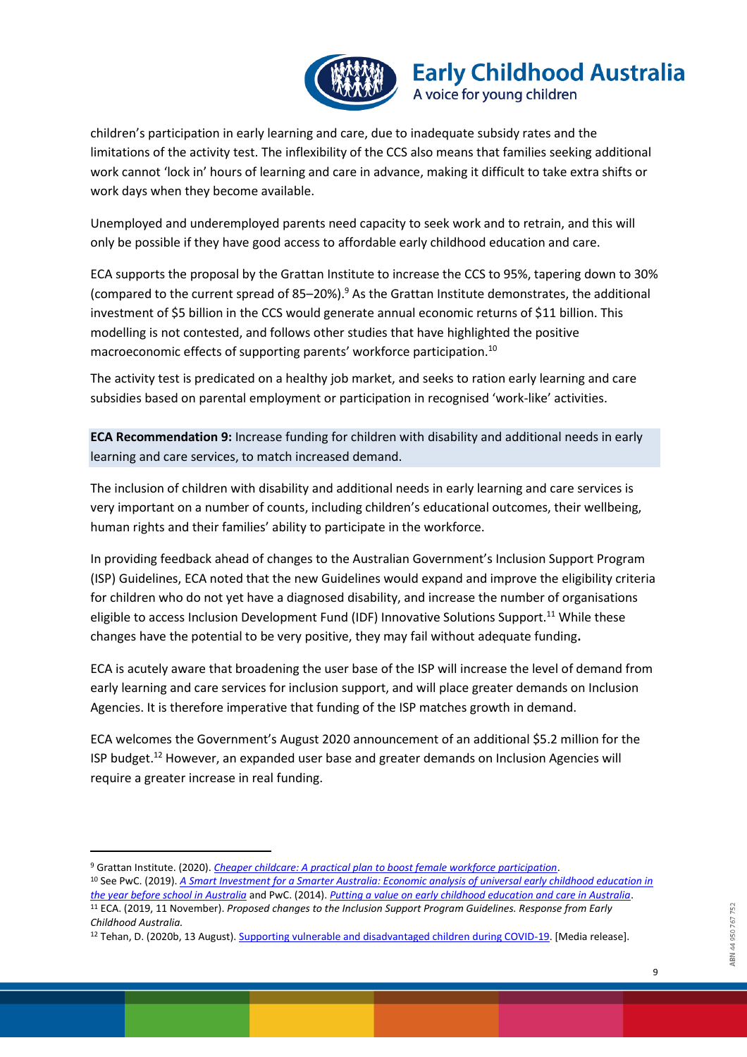children's participation in early learning and care, due to inadequate subsidy rates and the limitations of the activity test. The inflexibility of the CCS also means that families seeking additional work cannot 'lock in' hours of learning and care in advance, making it difficult to take extra shifts or work days when they become available.

Unemployed and underemployed parents need capacity to seek work and to retrain, and this will only be possible if they have good access to affordable early childhood education and care.

ECA supports the proposal by the Grattan Institute to increase the CCS to 95%, tapering down to 30% (compared to the current spread of 85–20%).[9] As the Grattan Institute demonstrates, the additional investment of $5 billion in the CCS would generate annual economic returns of $11 billion. This modelling is not contested, and follows other studies that have highlighted the positive macroeconomic effects of supporting parents' workforce participation.[10]

The activity test is predicated on a healthy job market, and seeks to ration early learning and care subsidies based on parental employment or participation in recognised 'work-like' activities.

**ECA Recommendation 9:** Increase funding for children with disability and additional needs in early learning and care services, to match increased demand.

The inclusion of children with disability and additional needs in early learning and care services is very important on a number of counts, including children's educational outcomes, their wellbeing, human rights and their families' ability to participate in the workforce.

In providing feedback ahead of changes to the Australian Government's Inclusion Support Program (ISP) Guidelines, ECA noted that the new Guidelines would expand and improve the eligibility criteria for children who do not yet have a diagnosed disability, and increase the number of organisations eligible to access Inclusion Development Fund (IDF) Innovative Solutions Support.[11] While these changes have the potential to be very positive, they may fail without adequate funding.

ECA is acutely aware that broadening the user base of the ISP will increase the level of demand from early learning and care services for inclusion support, and will place greater demands on Inclusion Agencies. It is therefore imperative that funding of the ISP matches growth in demand.

ECA welcomes the Government's August 2020 announcement of an additional $5.2 million for the ISP budget.[12] However, an expanded user base and greater demands on Inclusion Agencies will require a greater increase in real funding.

---

[9] Grattan Institute. (2020). *Cheaper childcare: A practical plan to boost female workforce participation*.

[10] See PwC. (2019). *A Smart Investment for a Smarter Australia: Economic analysis of universal early childhood education in the year before school in Australia* and PwC. (2014). *Putting a value on early childhood education and care in Australia*.

[11] ECA. (2019, 11 November). *Proposed changes to the Inclusion Support Program Guidelines. Response from Early Childhood Australia.*

[12] Tehan, D. (2020b, 13 August). Supporting vulnerable and disadvantaged children during COVID-19. [Media release].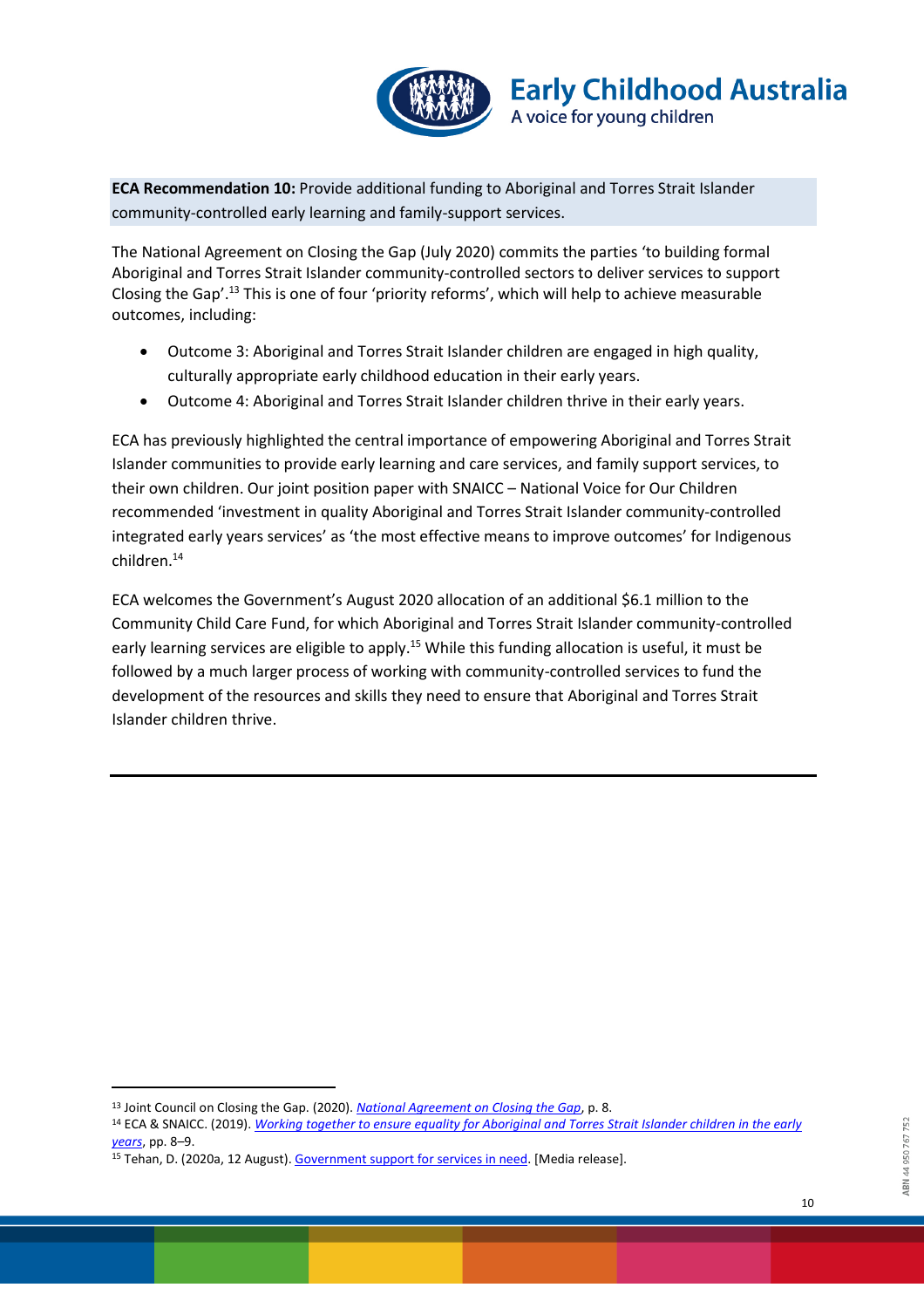**ECA Recommendation 10:** Provide additional funding to Aboriginal and Torres Strait Islander community-controlled early learning and family-support services.

The National Agreement on Closing the Gap (July 2020) commits the parties 'to building formal Aboriginal and Torres Strait Islander community-controlled sectors to deliver services to support Closing the Gap'.[13] This is one of four 'priority reforms', which will help to achieve measurable outcomes, including:

- Outcome 3: Aboriginal and Torres Strait Islander children are engaged in high quality, culturally appropriate early childhood education in their early years.
- Outcome 4: Aboriginal and Torres Strait Islander children thrive in their early years.

ECA has previously highlighted the central importance of empowering Aboriginal and Torres Strait Islander communities to provide early learning and care services, and family support services, to their own children. Our joint position paper with SNAICC – National Voice for Our Children recommended 'investment in quality Aboriginal and Torres Strait Islander community-controlled integrated early years services' as 'the most effective means to improve outcomes' for Indigenous children.[14]

ECA welcomes the Government's August 2020 allocation of an additional $6.1 million to the Community Child Care Fund, for which Aboriginal and Torres Strait Islander community-controlled early learning services are eligible to apply.[15] While this funding allocation is useful, it must be followed by a much larger process of working with community-controlled services to fund the development of the resources and skills they need to ensure that Aboriginal and Torres Strait Islander children thrive.

---

[13] Joint Council on Closing the Gap. (2020). *National Agreement on Closing the Gap*, p. 8.

[14] ECA & SNAICC. (2019). *Working together to ensure equality for Aboriginal and Torres Strait Islander children in the early years*, pp. 8–9.

[15] Tehan, D. (2020a, 12 August). Government support for services in need. [Media release].